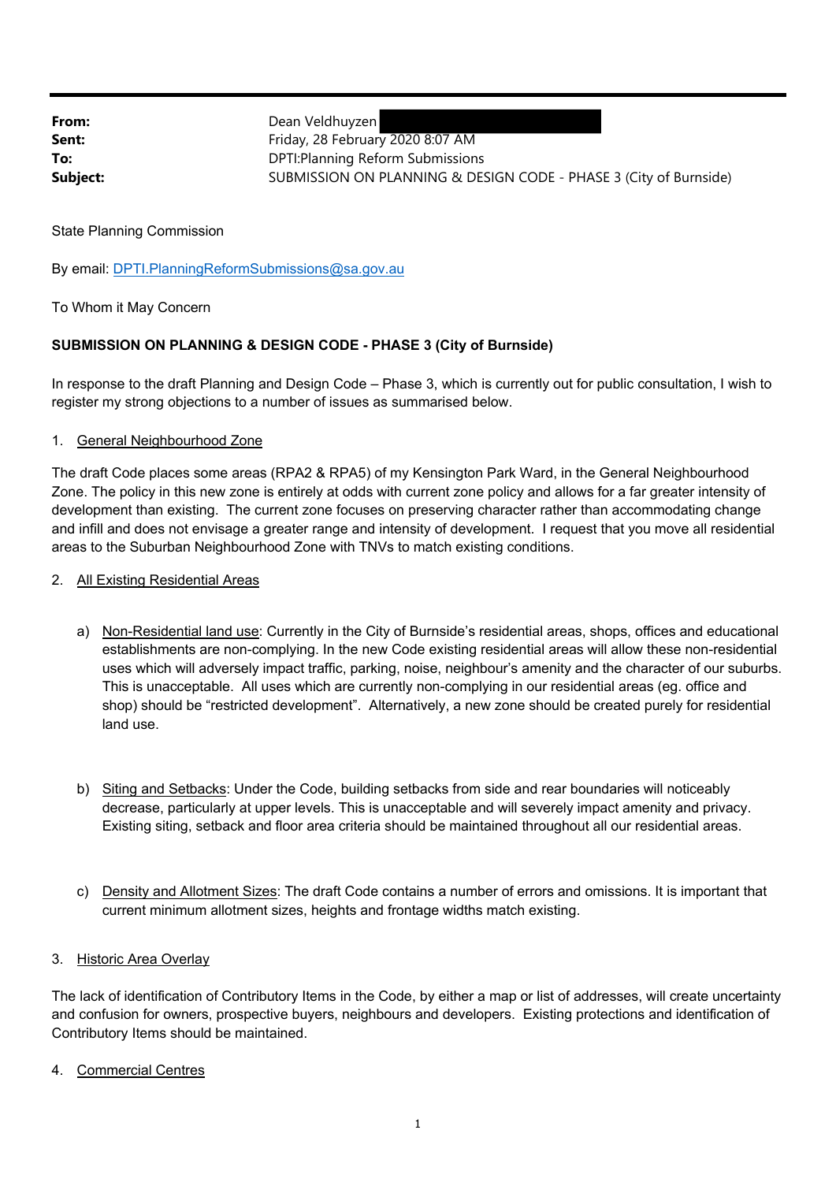**From:** Dean Veldhuyzen
**Sent:** Friday, 28 February 2020 8:07 AM
**To:** DPTI:Planning Reform Submissions
**Subject:** SUBMISSION ON PLANNING & DESIGN CODE - PHASE 3 (City of Burnside)

State Planning Commission

By email: DPTI.PlanningReformSubmissions@sa.gov.au

To Whom it May Concern

**SUBMISSION ON PLANNING & DESIGN CODE - PHASE 3 (City of Burnside)**

In response to the draft Planning and Design Code – Phase 3, which is currently out for public consultation, I wish to register my strong objections to a number of issues as summarised below.

1. General Neighbourhood Zone

The draft Code places some areas (RPA2 & RPA5) of my Kensington Park Ward, in the General Neighbourhood Zone. The policy in this new zone is entirely at odds with current zone policy and allows for a far greater intensity of development than existing. The current zone focuses on preserving character rather than accommodating change and infill and does not envisage a greater range and intensity of development. I request that you move all residential areas to the Suburban Neighbourhood Zone with TNVs to match existing conditions.

2. All Existing Residential Areas

   a) Non-Residential land use: Currently in the City of Burnside's residential areas, shops, offices and educational establishments are non-complying. In the new Code existing residential areas will allow these non-residential uses which will adversely impact traffic, parking, noise, neighbour's amenity and the character of our suburbs. This is unacceptable. All uses which are currently non-complying in our residential areas (eg. office and shop) should be "restricted development". Alternatively, a new zone should be created purely for residential land use.

   b) Siting and Setbacks: Under the Code, building setbacks from side and rear boundaries will noticeably decrease, particularly at upper levels. This is unacceptable and will severely impact amenity and privacy. Existing siting, setback and floor area criteria should be maintained throughout all our residential areas.

   c) Density and Allotment Sizes: The draft Code contains a number of errors and omissions. It is important that current minimum allotment sizes, heights and frontage widths match existing.

3. Historic Area Overlay

The lack of identification of Contributory Items in the Code, by either a map or list of addresses, will create uncertainty and confusion for owners, prospective buyers, neighbours and developers. Existing protections and identification of Contributory Items should be maintained.

4. Commercial Centres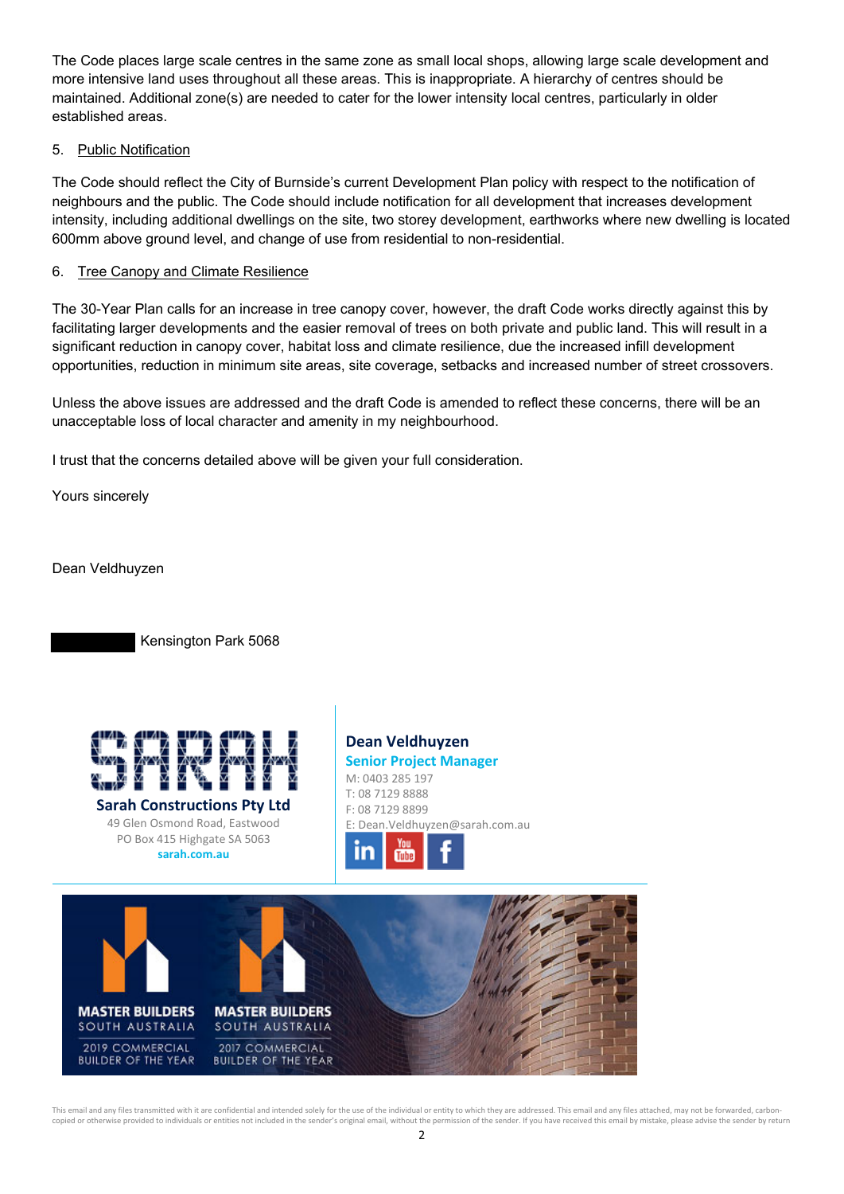The Code places large scale centres in the same zone as small local shops, allowing large scale development and more intensive land uses throughout all these areas. This is inappropriate. A hierarchy of centres should be maintained. Additional zone(s) are needed to cater for the lower intensity local centres, particularly in older established areas.

5. Public Notification

The Code should reflect the City of Burnside's current Development Plan policy with respect to the notification of neighbours and the public. The Code should include notification for all development that increases development intensity, including additional dwellings on the site, two storey development, earthworks where new dwelling is located 600mm above ground level, and change of use from residential to non-residential.

6. Tree Canopy and Climate Resilience

The 30-Year Plan calls for an increase in tree canopy cover, however, the draft Code works directly against this by facilitating larger developments and the easier removal of trees on both private and public land. This will result in a significant reduction in canopy cover, habitat loss and climate resilience, due the increased infill development opportunities, reduction in minimum site areas, site coverage, setbacks and increased number of street crossovers.

Unless the above issues are addressed and the draft Code is amended to reflect these concerns, there will be an unacceptable loss of local character and amenity in my neighbourhood.

I trust that the concerns detailed above will be given your full consideration.

Yours sincerely

Dean Veldhuyzen

Kensington Park 5068

**Sarah Constructions Pty Ltd**
49 Glen Osmond Road, Eastwood
PO Box 415 Highgate SA 5063
sarah.com.au

**Dean Veldhuyzen**
**Senior Project Manager**
M: 0403 285 197
T: 08 7129 8888
F: 08 7129 8899
E: Dean.Veldhuyzen@sarah.com.au

MASTER BUILDERS SOUTH AUSTRALIA 2019 COMMERCIAL BUILDER OF THE YEAR
MASTER BUILDERS SOUTH AUSTRALIA 2017 COMMERCIAL BUILDER OF THE YEAR

This email and any files transmitted with it are confidential and intended solely for the use of the individual or entity to which they are addressed. This email and any files attached, may not be forwarded, carbon-copied or otherwise provided to individuals or entities not included in the sender's original email, without the permission of the sender. If you have received this email by mistake, please advise the sender by return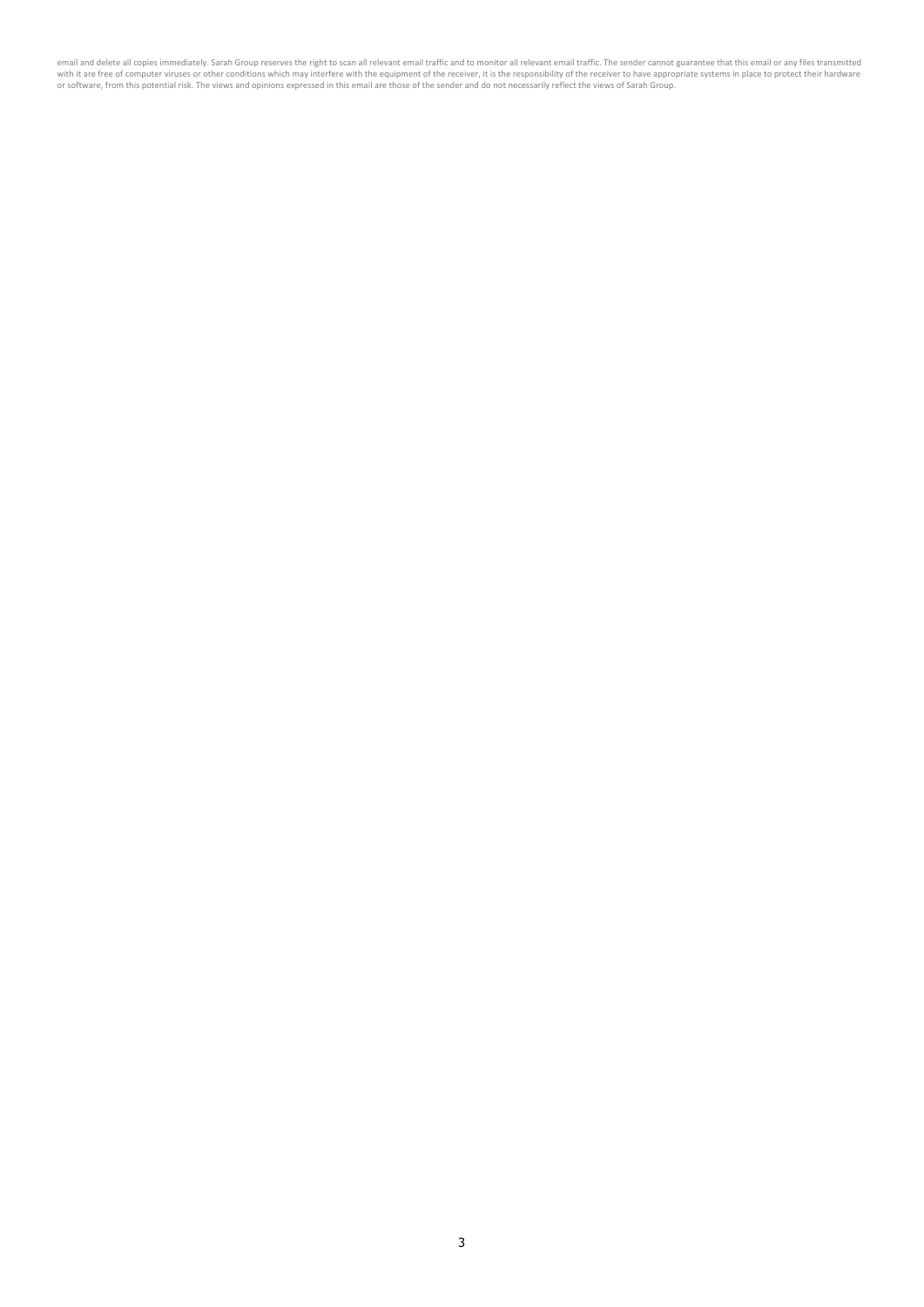email and delete all copies immediately. Sarah Group reserves the right to scan all relevant email traffic and to monitor all relevant email traffic. The sender cannot guarantee that this email or any files transmitted with it are free of computer viruses or other conditions which may interfere with the equipment of the receiver, it is the responsibility of the receiver to have appropriate systems in place to protect their hardware or software, from this potential risk. The views and opinions expressed in this email are those of the sender and do not necessarily reflect the views of Sarah Group.